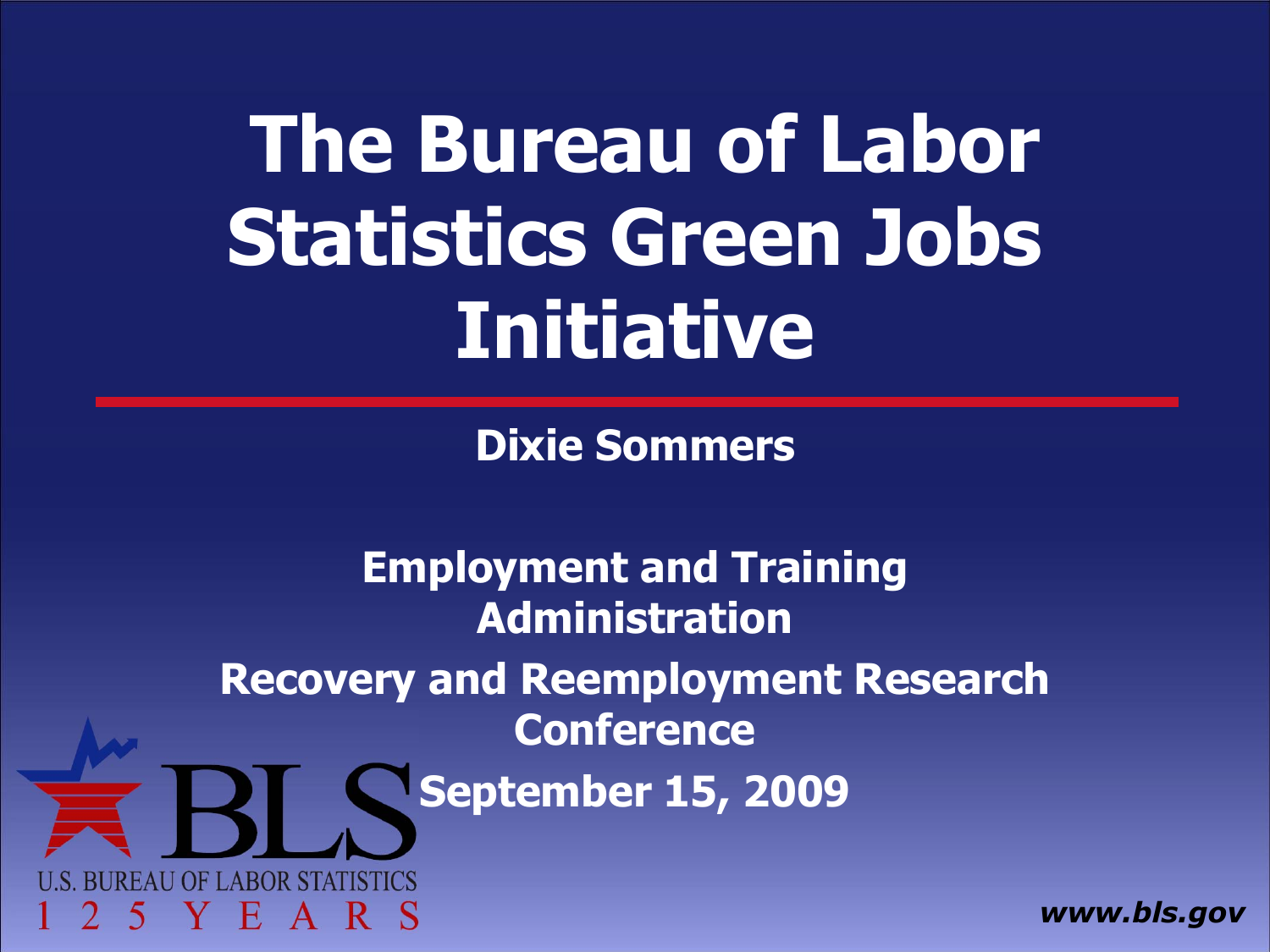# The Bureau of Labor Statistics Green Jobs Initiative

**Dixie Sommers**

**Employment and Training Administration**

**Recovery and Reemployment Research Conference**

**September 15, 2009**

U.S. BUREAU OF LABOR STATISTICS
1 2 5 Y E A R S

***www.bls.gov***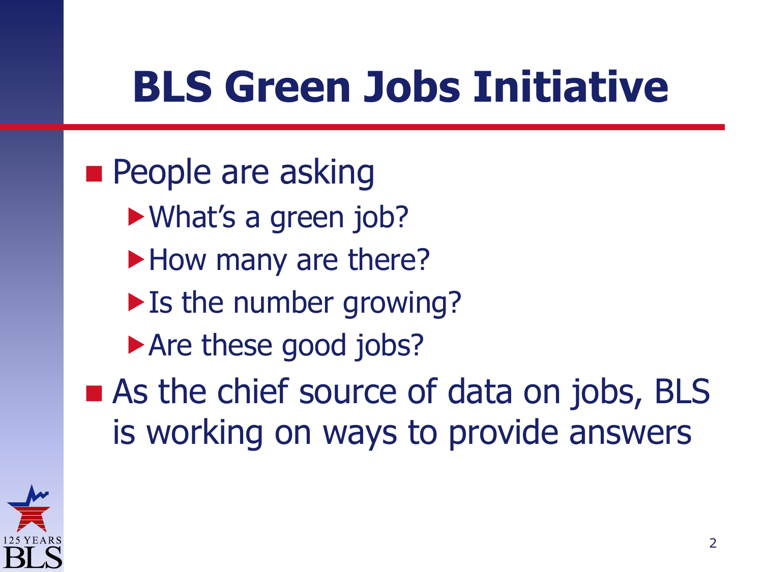# BLS Green Jobs Initiative

- People are asking
  - What's a green job?
  - How many are there?
  - Is the number growing?
  - Are these good jobs?
- As the chief source of data on jobs, BLS is working on ways to provide answers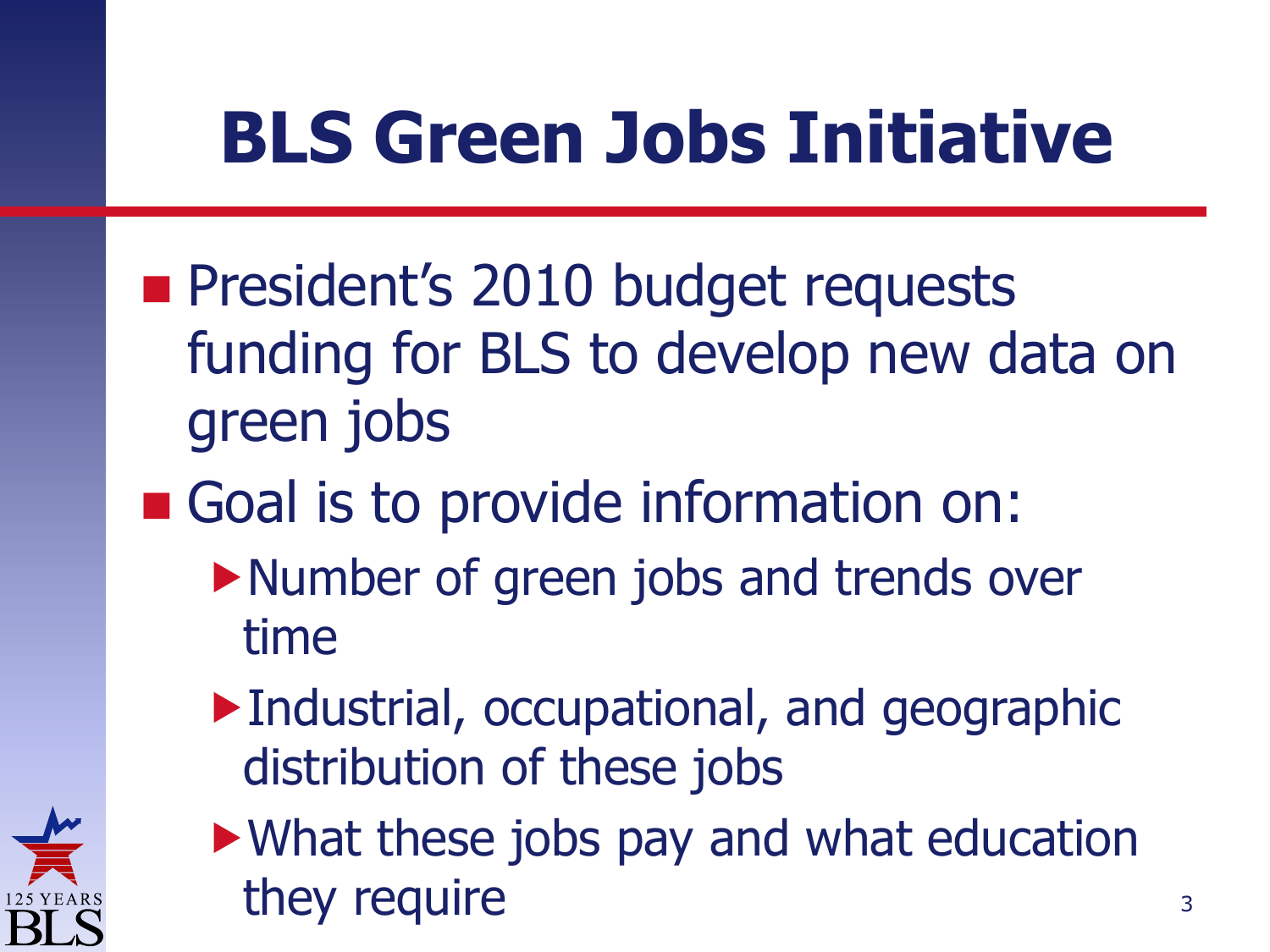# BLS Green Jobs Initiative

- President's 2010 budget requests funding for BLS to develop new data on green jobs
- Goal is to provide information on:
  - Number of green jobs and trends over time
  - Industrial, occupational, and geographic distribution of these jobs
  - What these jobs pay and what education they require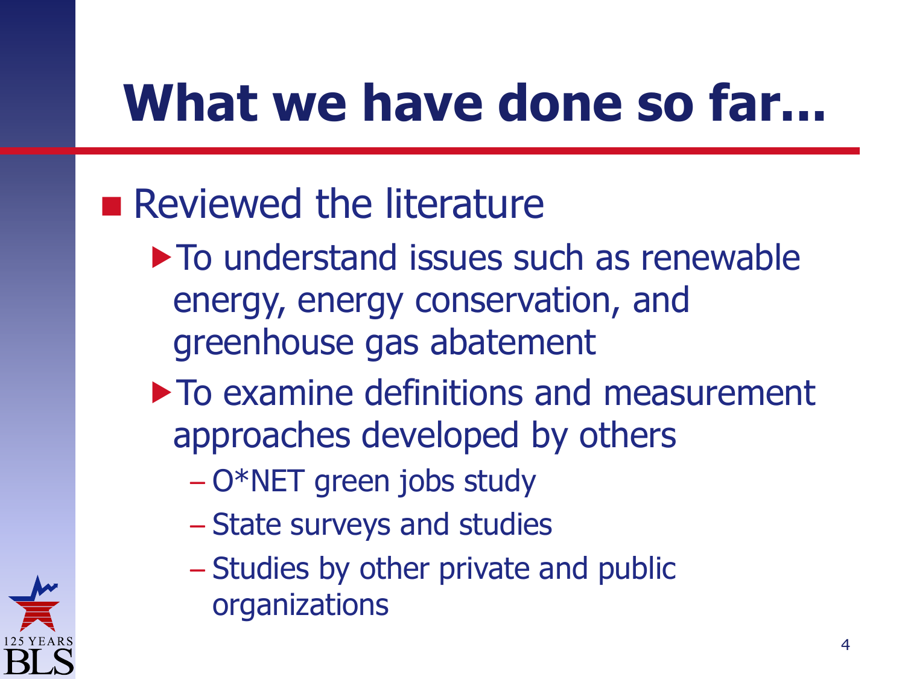# What we have done so far...

- Reviewed the literature
  - To understand issues such as renewable energy, energy conservation, and greenhouse gas abatement
  - To examine definitions and measurement approaches developed by others
    - O*NET green jobs study
    - State surveys and studies
    - Studies by other private and public organizations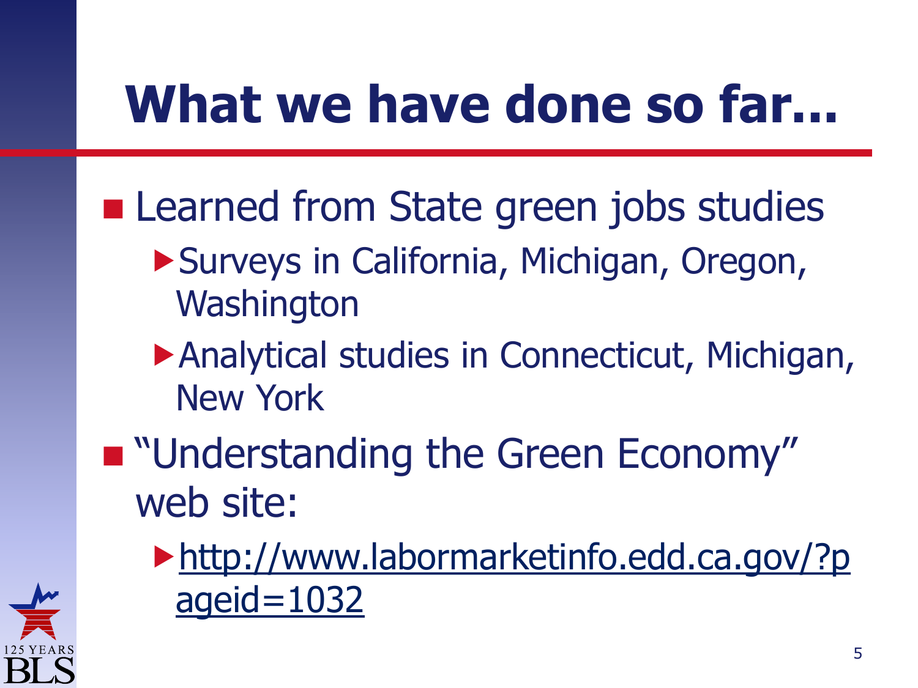# What we have done so far...

- Learned from State green jobs studies
  - Surveys in California, Michigan, Oregon, Washington
  - Analytical studies in Connecticut, Michigan, New York
- "Understanding the Green Economy" web site:
  - http://www.labormarketinfo.edd.ca.gov/?pageid=1032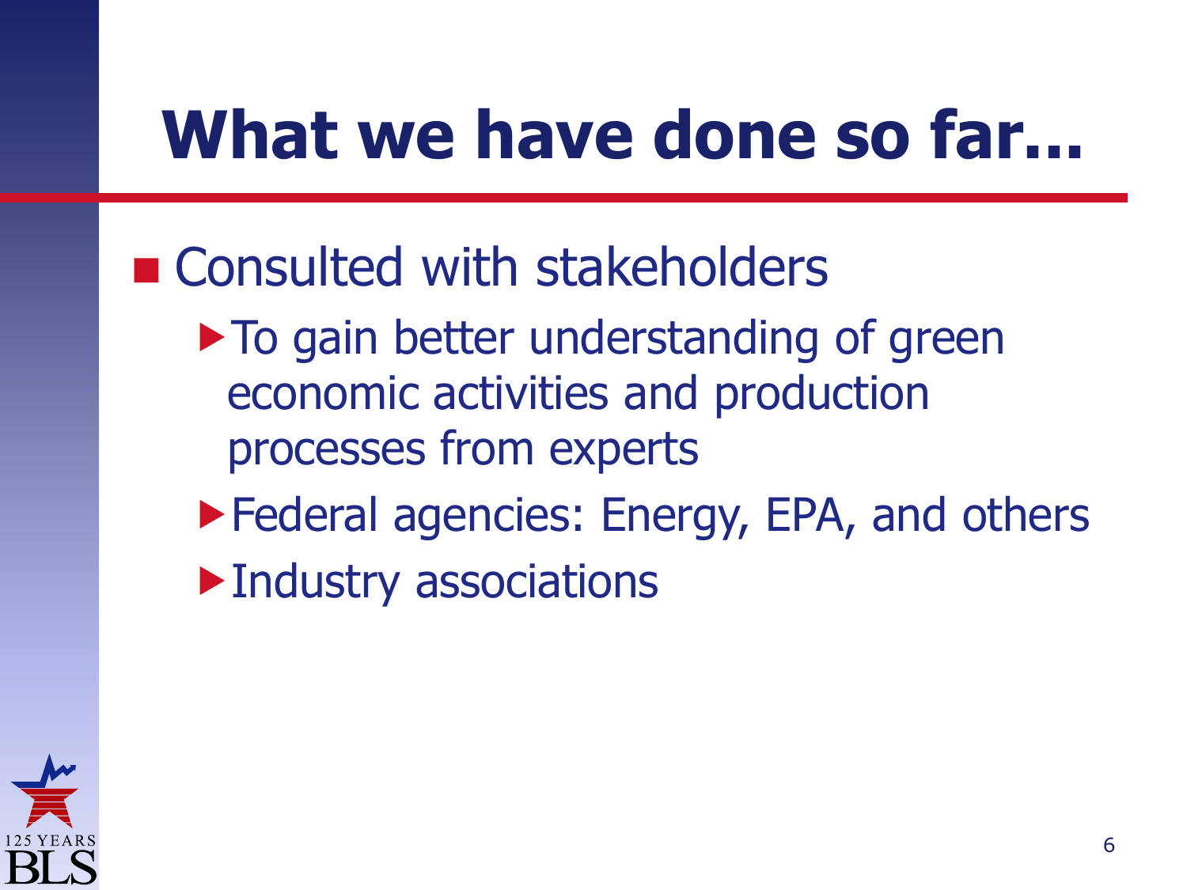# What we have done so far...

- Consulted with stakeholders
  - To gain better understanding of green economic activities and production processes from experts
  - Federal agencies: Energy, EPA, and others
  - Industry associations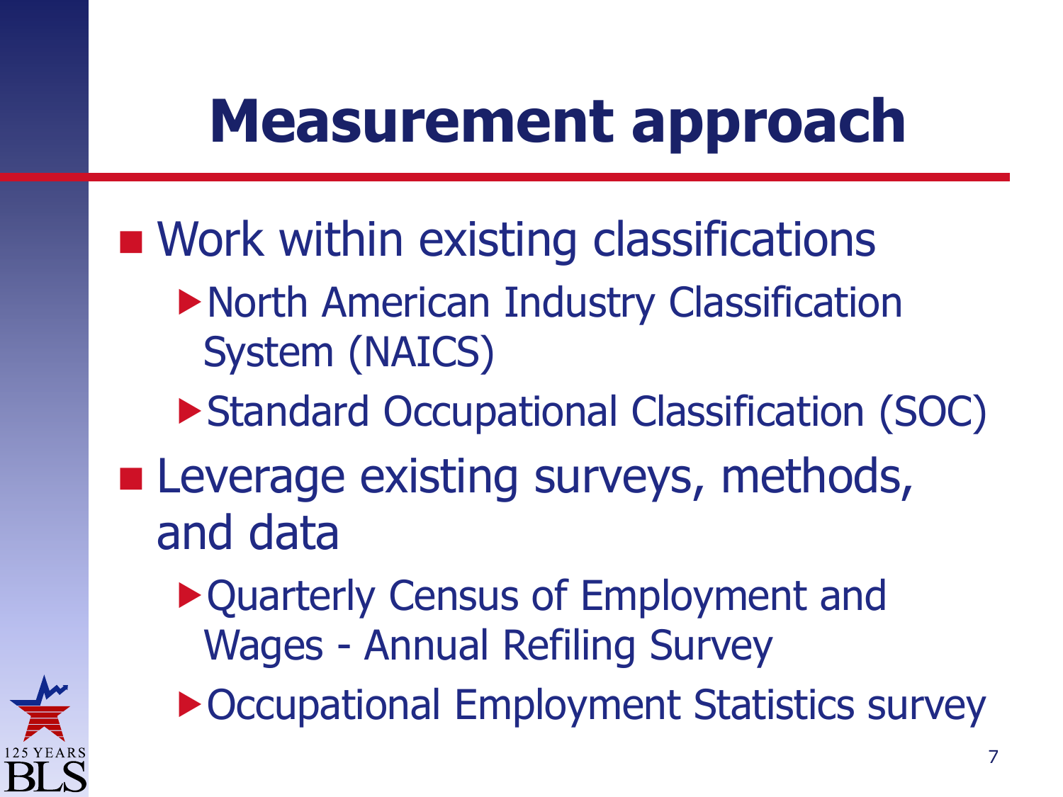# Measurement approach

- Work within existing classifications
  - North American Industry Classification System (NAICS)
  - Standard Occupational Classification (SOC)
- Leverage existing surveys, methods, and data
  - Quarterly Census of Employment and Wages - Annual Refiling Survey
  - Occupational Employment Statistics survey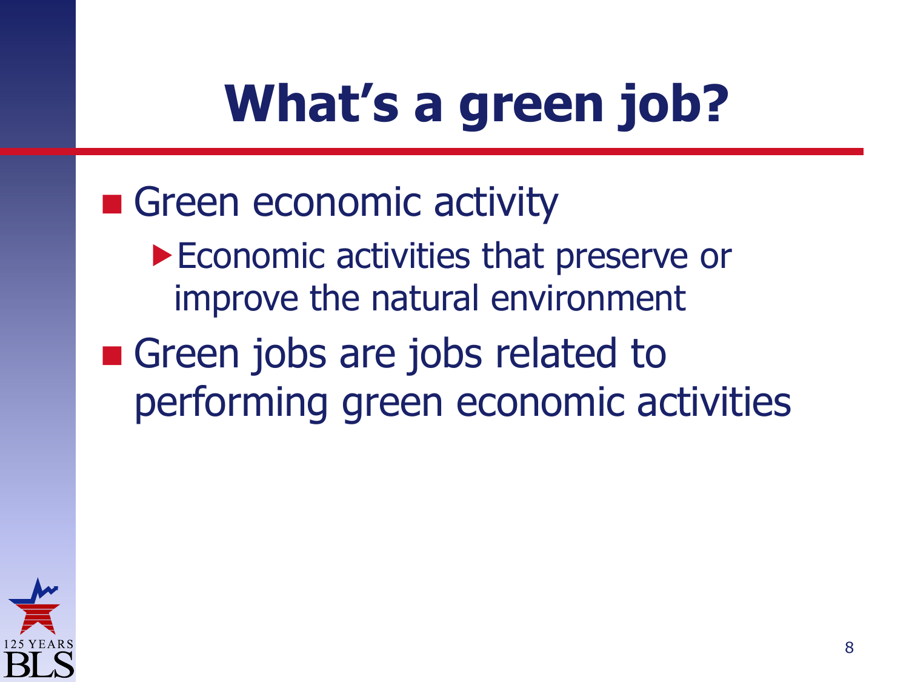# What's a green job?

- Green economic activity
  - Economic activities that preserve or improve the natural environment
- Green jobs are jobs related to performing green economic activities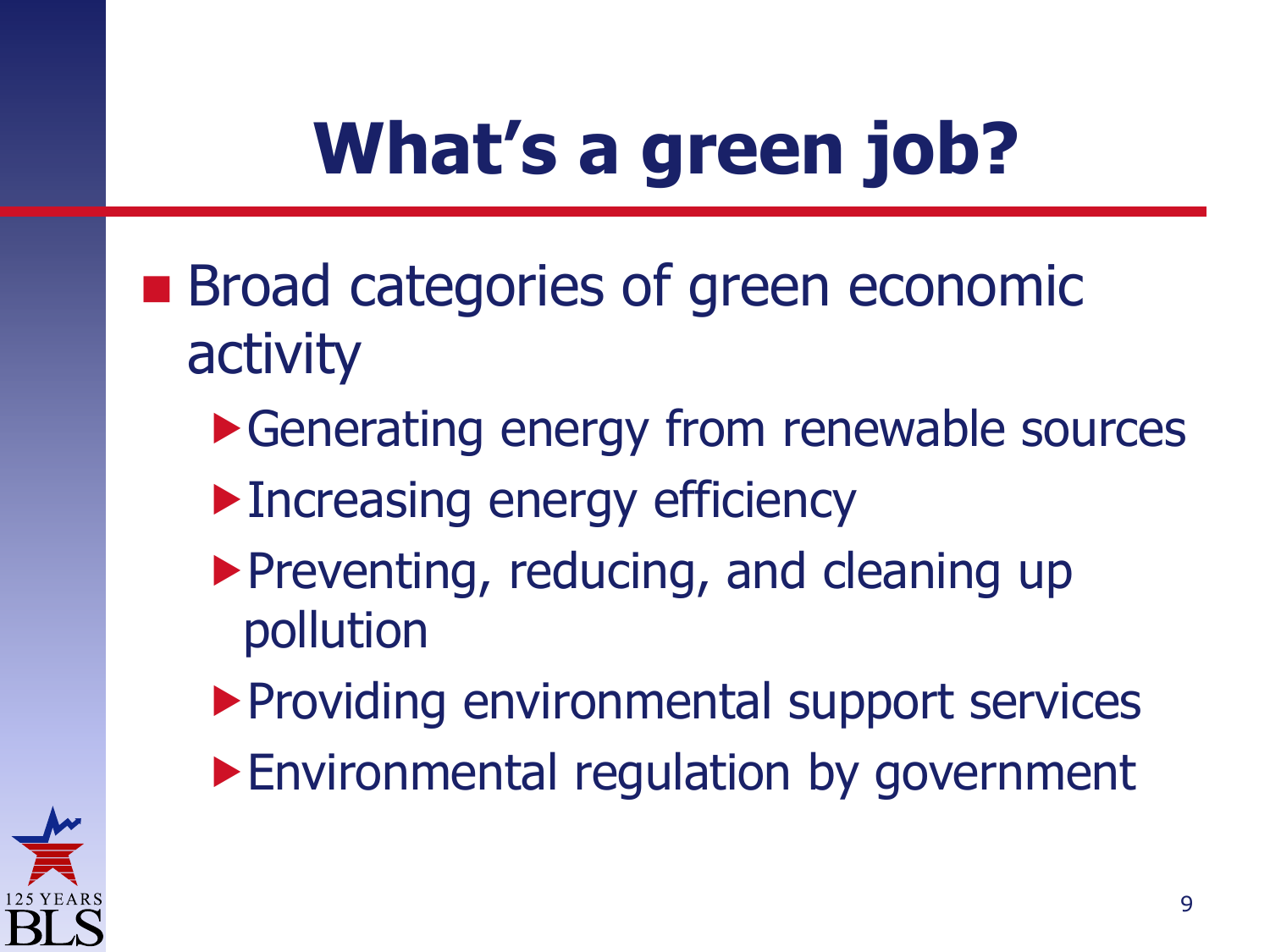# What's a green job?

- Broad categories of green economic activity
  - Generating energy from renewable sources
  - Increasing energy efficiency
  - Preventing, reducing, and cleaning up pollution
  - Providing environmental support services
  - Environmental regulation by government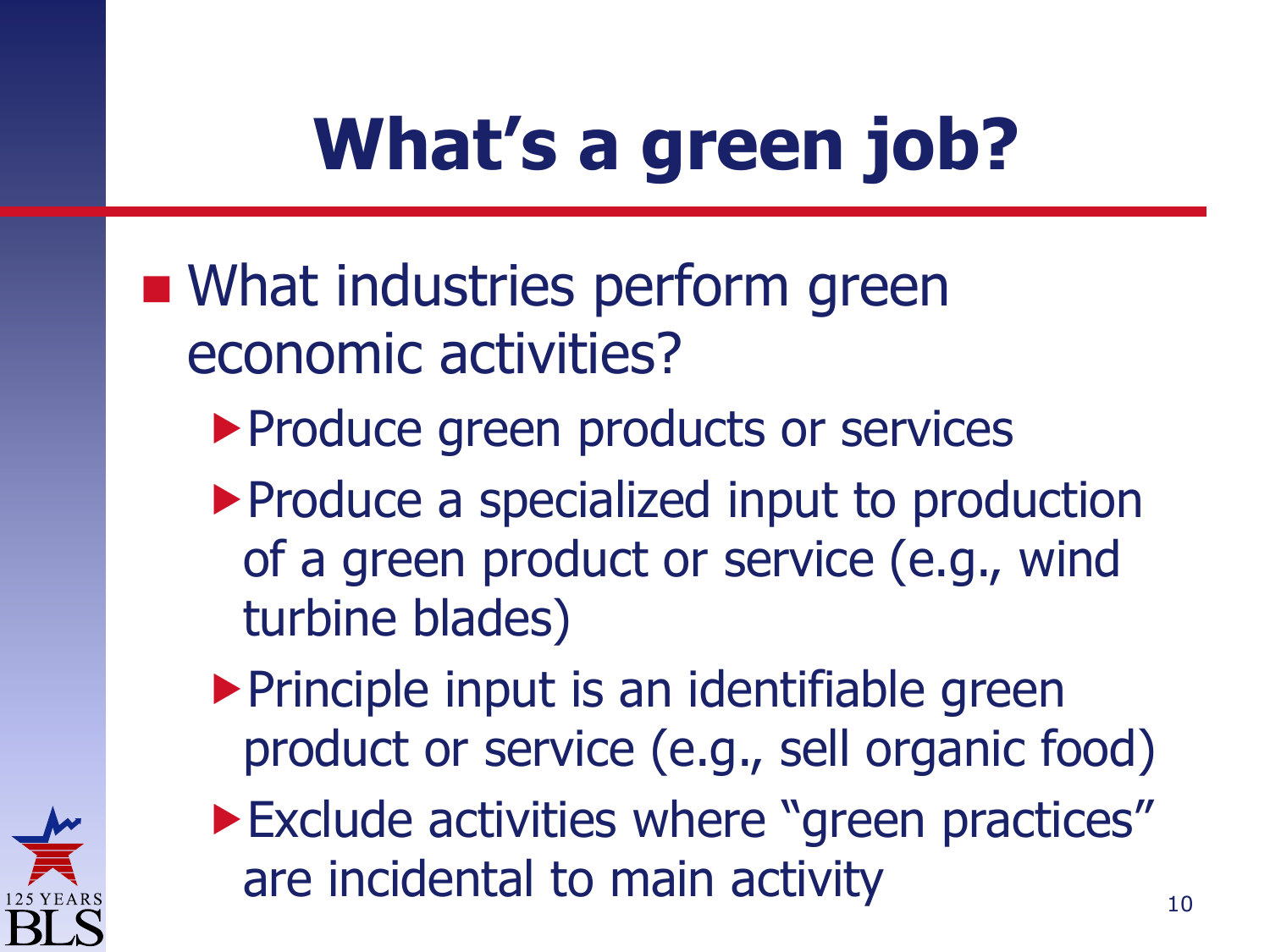# What's a green job?

- What industries perform green economic activities?
  - Produce green products or services
  - Produce a specialized input to production of a green product or service (e.g., wind turbine blades)
  - Principle input is an identifiable green product or service (e.g., sell organic food)
  - Exclude activities where "green practices" are incidental to main activity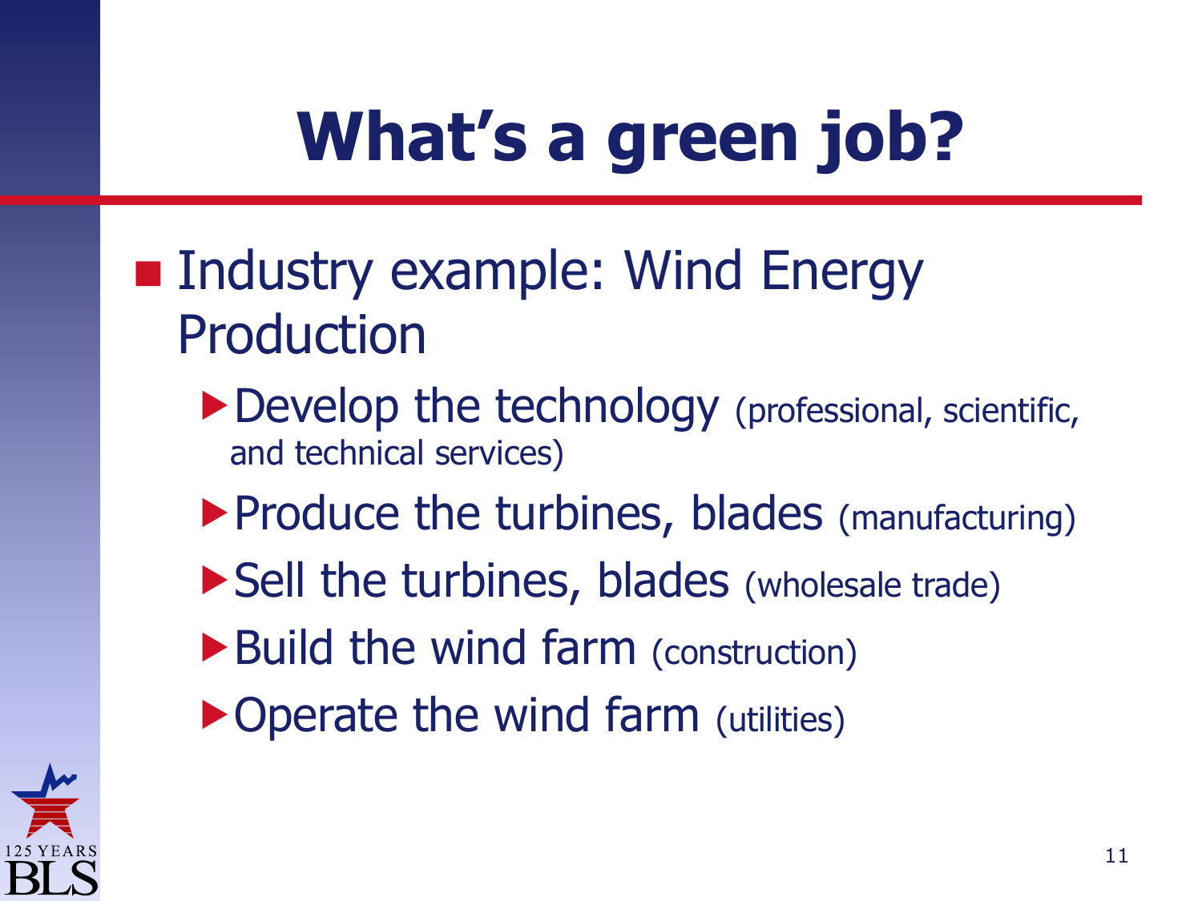# What's a green job?

- Industry example: Wind Energy Production
  - Develop the technology (professional, scientific, and technical services)
  - Produce the turbines, blades (manufacturing)
  - Sell the turbines, blades (wholesale trade)
  - Build the wind farm (construction)
  - Operate the wind farm (utilities)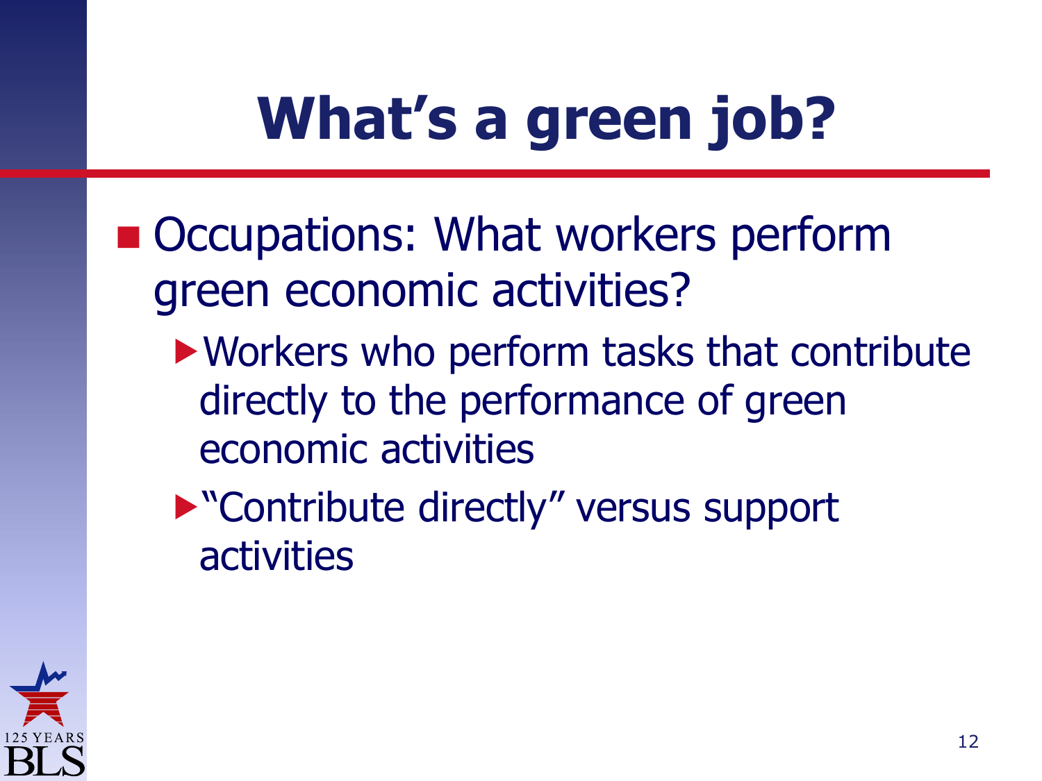# What's a green job?

- Occupations: What workers perform green economic activities?
  - Workers who perform tasks that contribute directly to the performance of green economic activities
  - "Contribute directly" versus support activities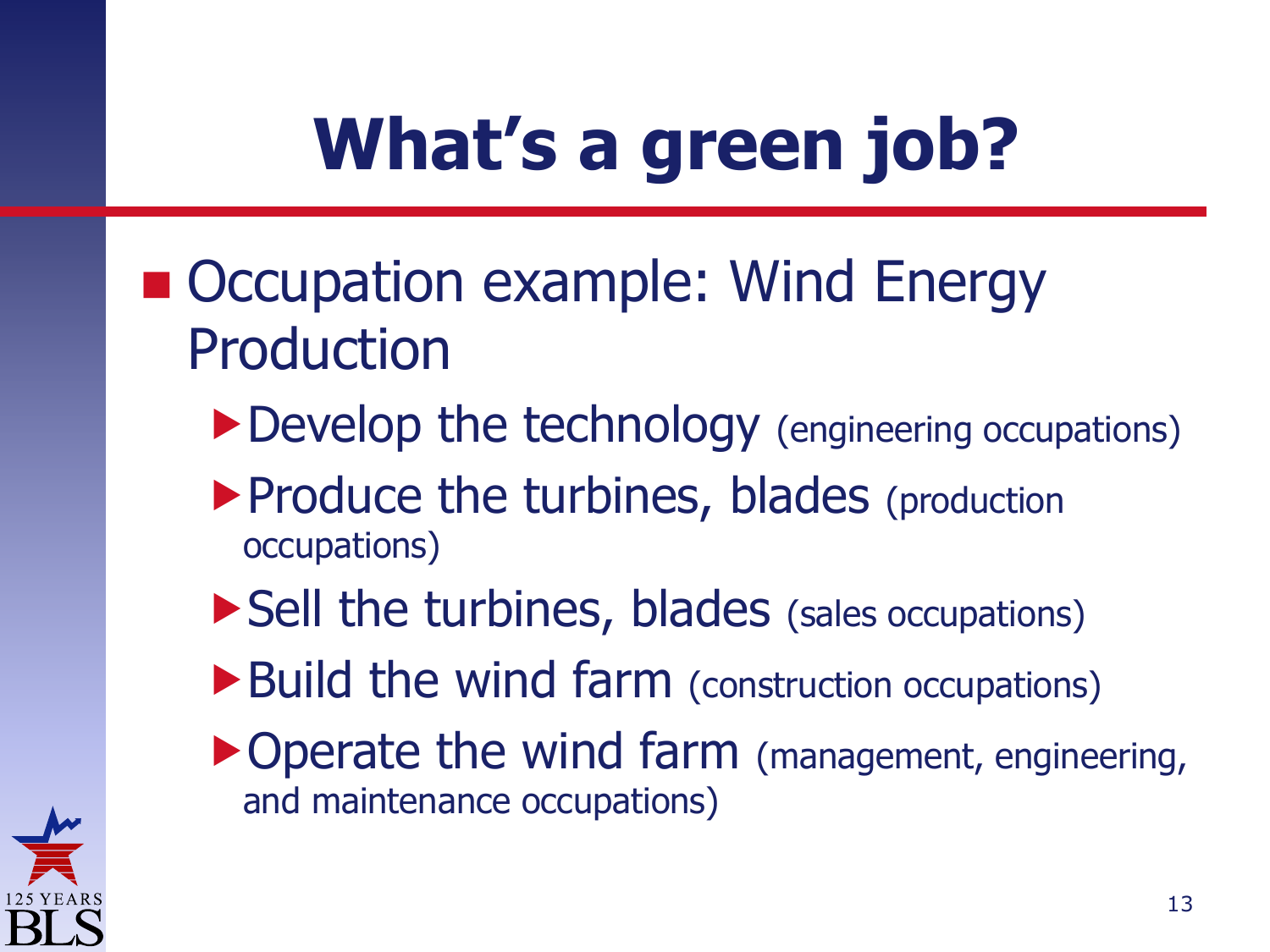# What's a green job?

- Occupation example: Wind Energy Production
  - Develop the technology (engineering occupations)
  - Produce the turbines, blades (production occupations)
  - Sell the turbines, blades (sales occupations)
  - Build the wind farm (construction occupations)
  - Operate the wind farm (management, engineering, and maintenance occupations)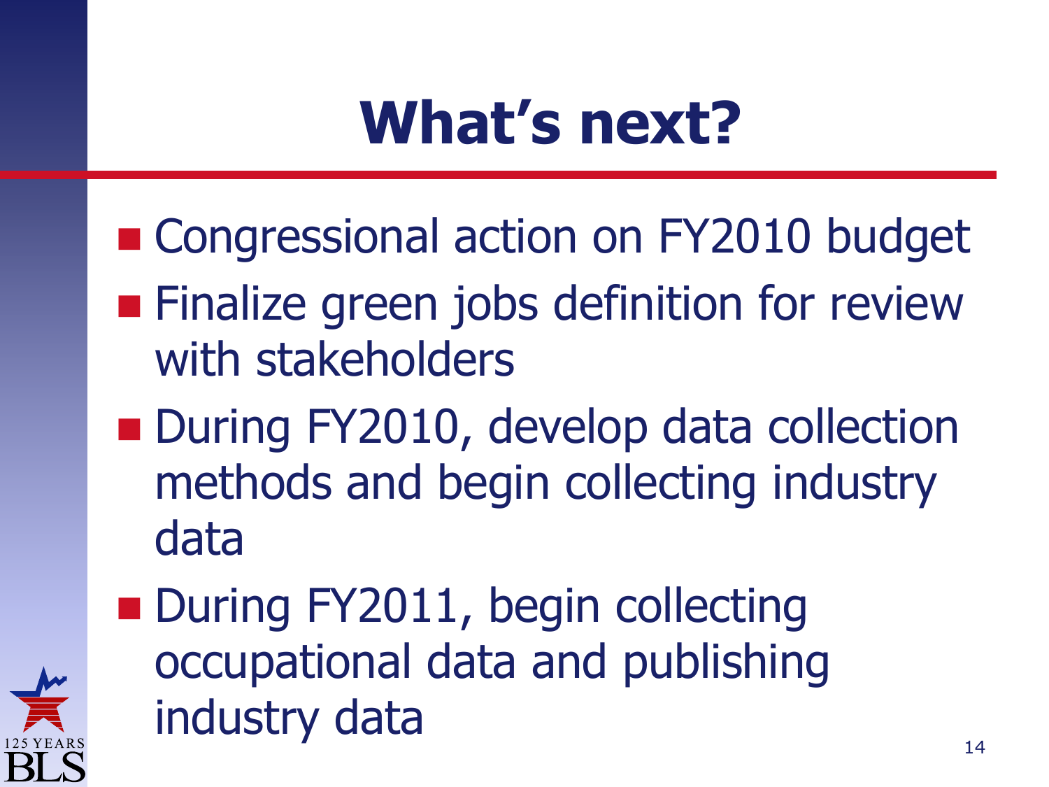# What's next?

- Congressional action on FY2010 budget
- Finalize green jobs definition for review with stakeholders
- During FY2010, develop data collection methods and begin collecting industry data
- During FY2011, begin collecting occupational data and publishing industry data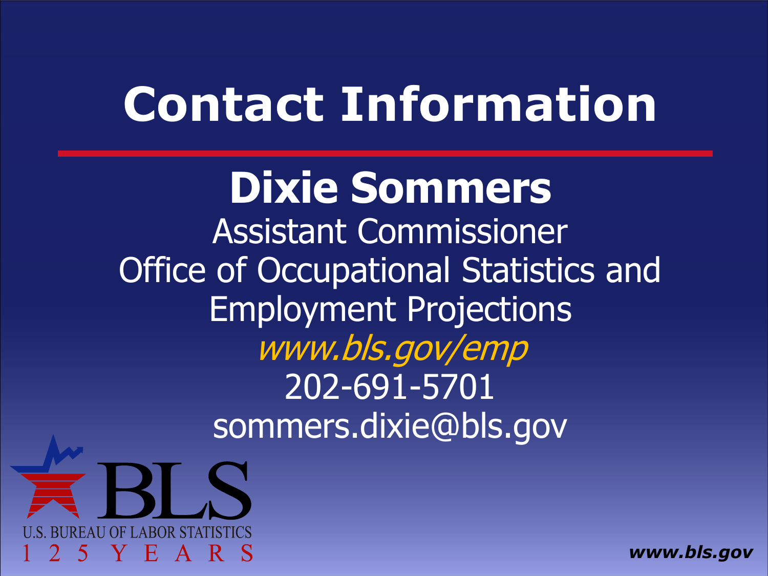# Contact Information

## Dixie Sommers

Assistant Commissioner

Office of Occupational Statistics and Employment Projections

*www.bls.gov/emp*

202-691-5701

sommers.dixie@bls.gov

BLS

U.S. BUREAU OF LABOR STATISTICS

1 2 5 Y E A R S

***www.bls.gov***